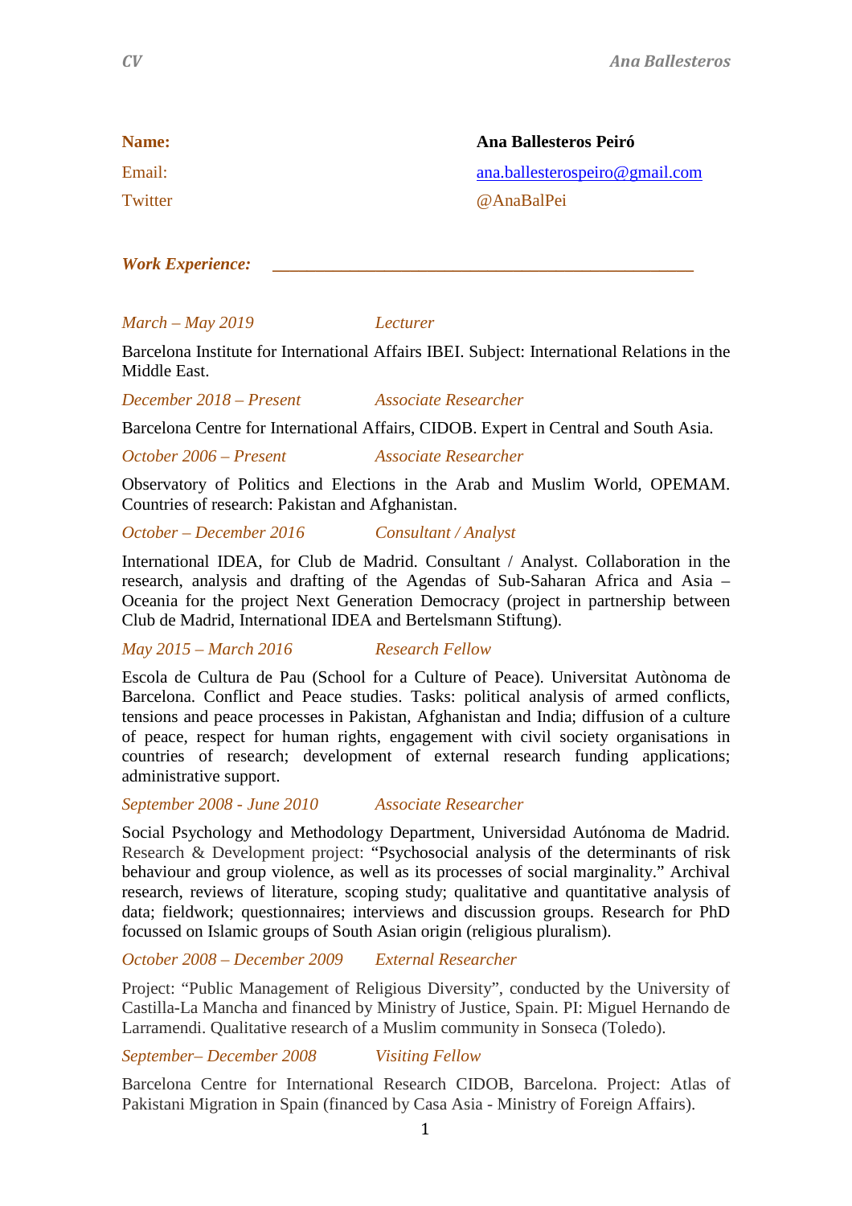| | |
|---|---|
| **Name:** | **Ana Ballesteros Peiró** |
| Email: | ana.ballesterospeiro@gmail.com |
| Twitter | @AnaBalPei |

## *Work Experience:*

*March – May 2019* *Lecturer*

Barcelona Institute for International Affairs IBEI. Subject: International Relations in the Middle East.

*December 2018 – Present* *Associate Researcher*

Barcelona Centre for International Affairs, CIDOB. Expert in Central and South Asia.

*October 2006 – Present* *Associate Researcher*

Observatory of Politics and Elections in the Arab and Muslim World, OPEMAM. Countries of research: Pakistan and Afghanistan.

*October – December 2016* *Consultant / Analyst*

International IDEA, for Club de Madrid. Consultant / Analyst. Collaboration in the research, analysis and drafting of the Agendas of Sub-Saharan Africa and Asia – Oceania for the project Next Generation Democracy (project in partnership between Club de Madrid, International IDEA and Bertelsmann Stiftung).

*May 2015 – March 2016* *Research Fellow*

Escola de Cultura de Pau (School for a Culture of Peace). Universitat Autònoma de Barcelona. Conflict and Peace studies. Tasks: political analysis of armed conflicts, tensions and peace processes in Pakistan, Afghanistan and India; diffusion of a culture of peace, respect for human rights, engagement with civil society organisations in countries of research; development of external research funding applications; administrative support.

*September 2008 - June 2010* *Associate Researcher*

Social Psychology and Methodology Department, Universidad Autónoma de Madrid. Research & Development project: "Psychosocial analysis of the determinants of risk behaviour and group violence, as well as its processes of social marginality." Archival research, reviews of literature, scoping study; qualitative and quantitative analysis of data; fieldwork; questionnaires; interviews and discussion groups. Research for PhD focussed on Islamic groups of South Asian origin (religious pluralism).

*October 2008 – December 2009* *External Researcher*

Project: "Public Management of Religious Diversity", conducted by the University of Castilla-La Mancha and financed by Ministry of Justice, Spain. PI: Miguel Hernando de Larramendi. Qualitative research of a Muslim community in Sonseca (Toledo).

*September– December 2008* *Visiting Fellow*

Barcelona Centre for International Research CIDOB, Barcelona. Project: Atlas of Pakistani Migration in Spain (financed by Casa Asia - Ministry of Foreign Affairs).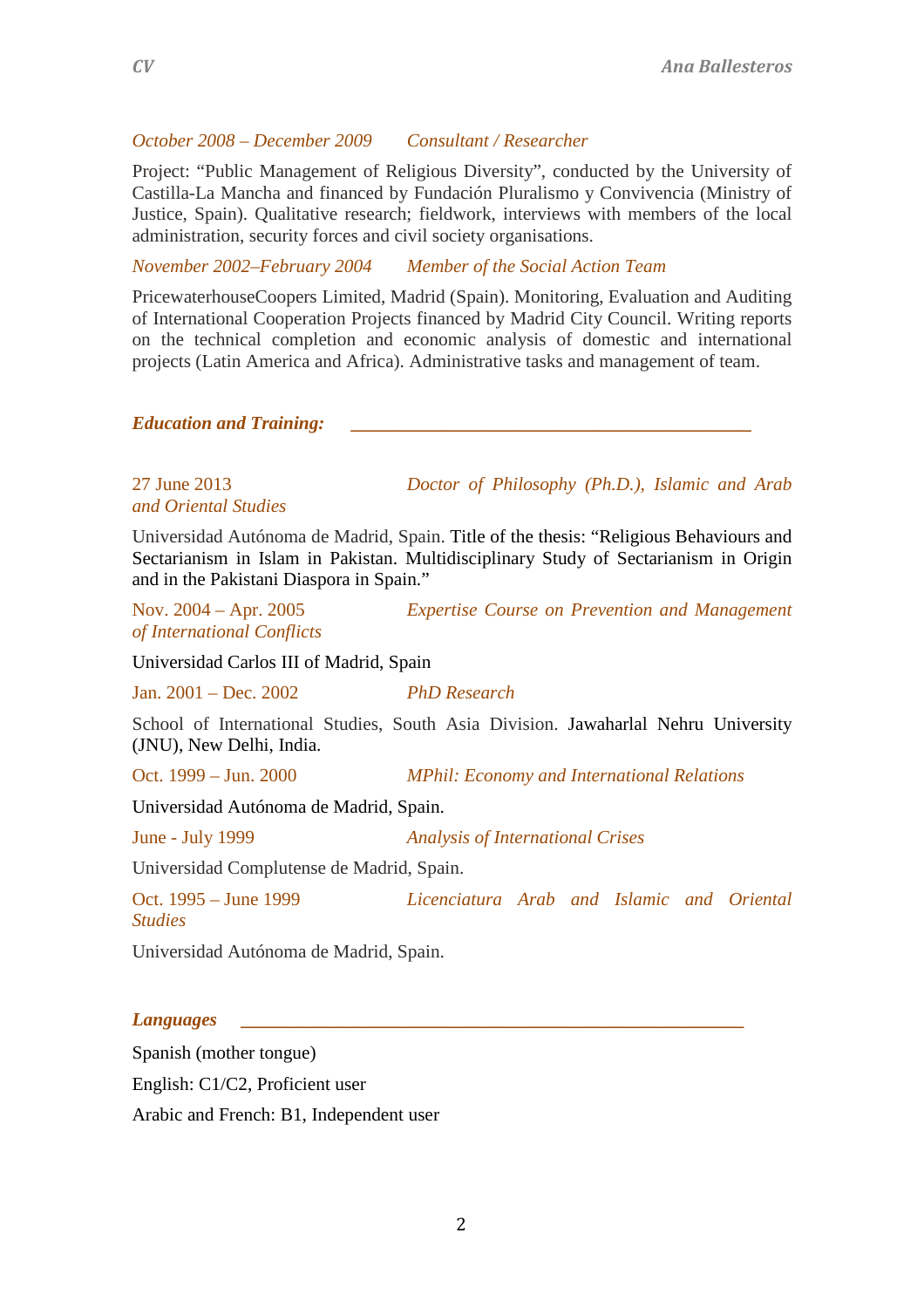*October 2008 – December 2009* *Consultant / Researcher*

Project: "Public Management of Religious Diversity", conducted by the University of Castilla-La Mancha and financed by Fundación Pluralismo y Convivencia (Ministry of Justice, Spain). Qualitative research; fieldwork, interviews with members of the local administration, security forces and civil society organisations.

*November 2002–February 2004* *Member of the Social Action Team*

PricewaterhouseCoopers Limited, Madrid (Spain). Monitoring, Evaluation and Auditing of International Cooperation Projects financed by Madrid City Council. Writing reports on the technical completion and economic analysis of domestic and international projects (Latin America and Africa). Administrative tasks and management of team.

## ***Education and Training:***

27 June 2013 *Doctor of Philosophy (Ph.D.), Islamic and Arab and Oriental Studies*

Universidad Autónoma de Madrid, Spain. Title of the thesis: "Religious Behaviours and Sectarianism in Islam in Pakistan. Multidisciplinary Study of Sectarianism in Origin and in the Pakistani Diaspora in Spain."

Nov. 2004 – Apr. 2005 *Expertise Course on Prevention and Management of International Conflicts*

Universidad Carlos III of Madrid, Spain

Jan. 2001 – Dec. 2002 *PhD Research*

School of International Studies, South Asia Division. Jawaharlal Nehru University (JNU), New Delhi, India.

Oct. 1999 – Jun. 2000 *MPhil: Economy and International Relations*

Universidad Autónoma de Madrid, Spain.

June - July 1999 *Analysis of International Crises*

Universidad Complutense de Madrid, Spain.

Oct. 1995 – June 1999 *Licenciatura Arab and Islamic and Oriental Studies*

Universidad Autónoma de Madrid, Spain.

## ***Languages***

Spanish (mother tongue)

English: C1/C2, Proficient user

Arabic and French: B1, Independent user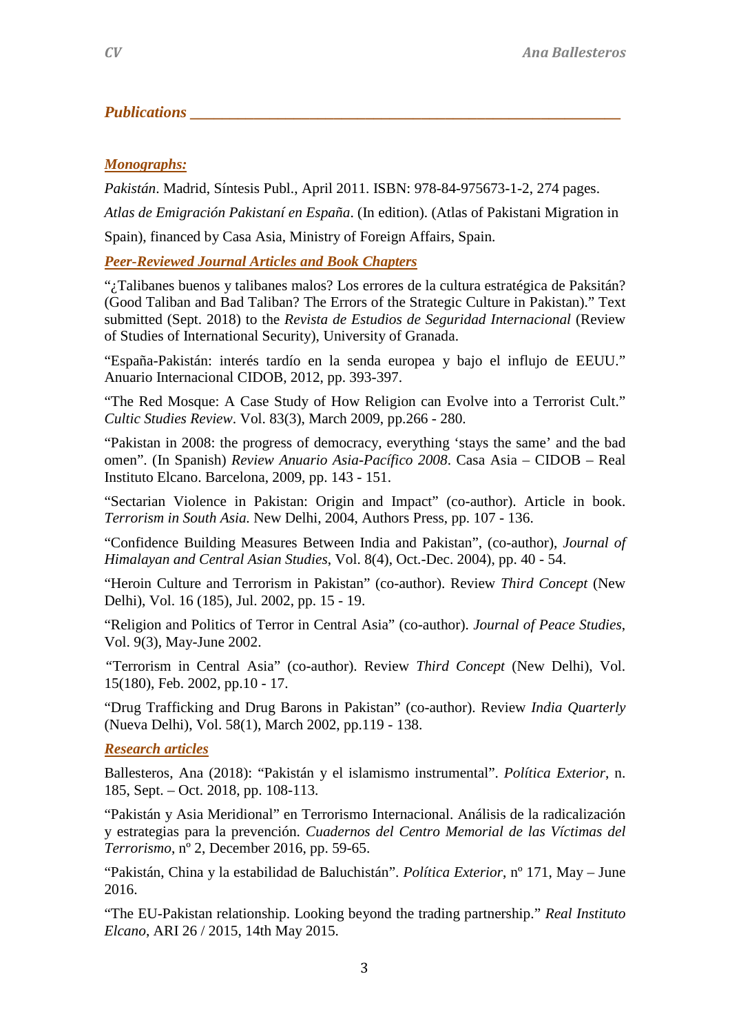## *Publications*

### *Monographs:*

*Pakistán*. Madrid, Síntesis Publ., April 2011. ISBN: 978-84-975673-1-2, 274 pages.

*Atlas de Emigración Pakistaní en España*. (In edition). (Atlas of Pakistani Migration in Spain), financed by Casa Asia, Ministry of Foreign Affairs, Spain.

### *Peer-Reviewed Journal Articles and Book Chapters*

"¿Talibanes buenos y talibanes malos? Los errores de la cultura estratégica de Paksitán? (Good Taliban and Bad Taliban? The Errors of the Strategic Culture in Pakistan)." Text submitted (Sept. 2018) to the *Revista de Estudios de Seguridad Internacional* (Review of Studies of International Security), University of Granada.

"España-Pakistán: interés tardío en la senda europea y bajo el influjo de EEUU." Anuario Internacional CIDOB, 2012, pp. 393-397.

"The Red Mosque: A Case Study of How Religion can Evolve into a Terrorist Cult." *Cultic Studies Review*. Vol. 83(3), March 2009, pp.266 - 280.

"Pakistan in 2008: the progress of democracy, everything 'stays the same' and the bad omen". (In Spanish) *Review Anuario Asia-Pacífico 2008*. Casa Asia – CIDOB – Real Instituto Elcano. Barcelona, 2009, pp. 143 - 151.

"Sectarian Violence in Pakistan: Origin and Impact" (co-author). Article in book. *Terrorism in South Asia.* New Delhi, 2004, Authors Press, pp. 107 - 136.

"Confidence Building Measures Between India and Pakistan", (co-author), *Journal of Himalayan and Central Asian Studies*, Vol. 8(4), Oct.-Dec. 2004), pp. 40 - 54.

"Heroin Culture and Terrorism in Pakistan" (co-author). Review *Third Concept* (New Delhi), Vol. 16 (185), Jul. 2002, pp. 15 - 19.

"Religion and Politics of Terror in Central Asia" (co-author). *Journal of Peace Studies*, Vol. 9(3), May-June 2002.

"Terrorism in Central Asia" (co-author). Review *Third Concept* (New Delhi), Vol. 15(180), Feb. 2002, pp.10 - 17.

"Drug Trafficking and Drug Barons in Pakistan" (co-author). Review *India Quarterly* (Nueva Delhi), Vol. 58(1), March 2002, pp.119 - 138.

### *Research articles*

Ballesteros, Ana (2018): "Pakistán y el islamismo instrumental". *Política Exterior*, n. 185, Sept. – Oct. 2018, pp. 108-113.

"Pakistán y Asia Meridional" en Terrorismo Internacional. Análisis de la radicalización y estrategias para la prevención. *Cuadernos del Centro Memorial de las Víctimas del Terrorismo*, nº 2, December 2016, pp. 59-65.

"Pakistán, China y la estabilidad de Baluchistán". *Política Exterior*, nº 171, May – June 2016.

"The EU-Pakistan relationship. Looking beyond the trading partnership." *Real Instituto Elcano*, ARI 26 / 2015, 14th May 2015.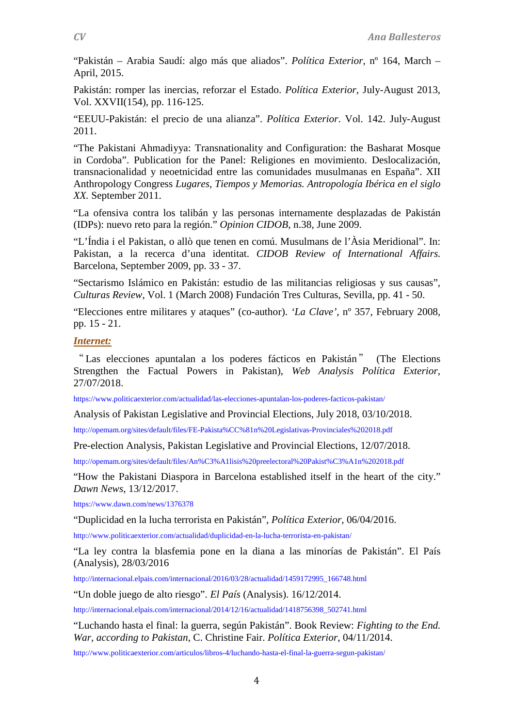“Pakistán – Arabia Saudí: algo más que aliados”. *Política Exterior*, nº 164, March – April, 2015.

Pakistán: romper las inercias, reforzar el Estado. *Política Exterior*, July-August 2013, Vol. XXVII(154), pp. 116-125.

“EEUU-Pakistán: el precio de una alianza”. *Política Exterior*. Vol. 142. July-August 2011.

“The Pakistani Ahmadiyya: Transnationality and Configuration: the Basharat Mosque in Cordoba”. Publication for the Panel: Religiones en movimiento. Deslocalización, transnacionalidad y neoetnicidad entre las comunidades musulmanas en España”. XII Anthropology Congress *Lugares, Tiempos y Memorias. Antropología Ibérica en el siglo XX*. September 2011.

“La ofensiva contra los talibán y las personas internamente desplazadas de Pakistán (IDPs): nuevo reto para la región.” *Opinion CIDOB*, n.38, June 2009.

“L’Índia i el Pakistan, o allò que tenen en comú. Musulmans de l’Àsia Meridional”. In: Pakistan, a la recerca d’una identitat. *CIDOB Review of International Affairs.* Barcelona, September 2009, pp. 33 - 37.

“Sectarismo Islámico en Pakistán: estudio de las militancias religiosas y sus causas”, *Culturas Review*, Vol. 1 (March 2008) Fundación Tres Culturas, Sevilla, pp. 41 - 50.

“Elecciones entre militares y ataques” (co-author). *‘La Clave’*, nº 357, February 2008, pp. 15 - 21.

***Internet:***

“Las elecciones apuntalan a los poderes fácticos en Pakistán” (The Elections Strengthen the Factual Powers in Pakistan), *Web Analysis Política Exterior*, 27/07/2018.

https://www.politicaexterior.com/actualidad/las-elecciones-apuntalan-los-poderes-facticos-pakistan/

Analysis of Pakistan Legislative and Provincial Elections, July 2018, 03/10/2018.

http://opemam.org/sites/default/files/FE-Pakista%CC%81n%20Legislativas-Provinciales%202018.pdf

Pre-election Analysis, Pakistan Legislative and Provincial Elections, 12/07/2018.

http://opemam.org/sites/default/files/An%C3%A1lisis%20preelectoral%20Pakist%C3%A1n%202018.pdf

“How the Pakistani Diaspora in Barcelona established itself in the heart of the city.” *Dawn News*, 13/12/2017.

https://www.dawn.com/news/1376378

“Duplicidad en la lucha terrorista en Pakistán”, *Política Exterior*, 06/04/2016.

http://www.politicaexterior.com/actualidad/duplicidad-en-la-lucha-terrorista-en-pakistan/

“La ley contra la blasfemia pone en la diana a las minorías de Pakistán”. El País (Analysis), 28/03/2016

http://internacional.elpais.com/internacional/2016/03/28/actualidad/1459172995_166748.html

“Un doble juego de alto riesgo”. *El País* (Analysis). 16/12/2014.

http://internacional.elpais.com/internacional/2014/12/16/actualidad/1418756398_502741.html

“Luchando hasta el final: la guerra, según Pakistán”. Book Review: *Fighting to the End. War, according to Pakistan*, C. Christine Fair. *Política Exterior*, 04/11/2014.

http://www.politicaexterior.com/articulos/libros-4/luchando-hasta-el-final-la-guerra-segun-pakistan/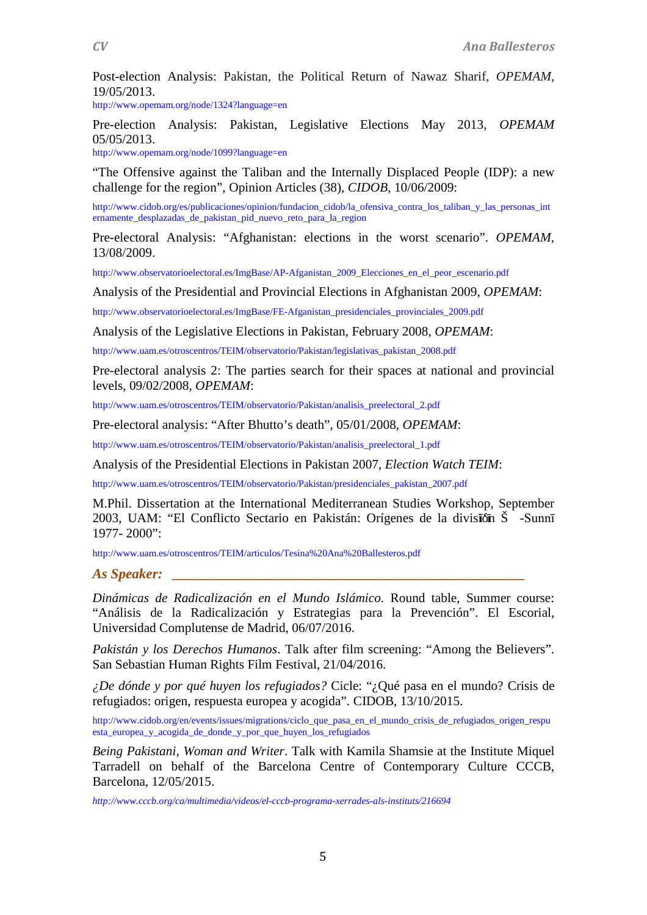Post-election Analysis: Pakistan, the Political Return of Nawaz Sharif, *OPEMAM*, 19/05/2013.
http://www.opemam.org/node/1324?language=en

Pre-election Analysis: Pakistan, Legislative Elections May 2013, *OPEMAM* 05/05/2013.
http://www.opemam.org/node/1099?language=en

"The Offensive against the Taliban and the Internally Displaced People (IDP): a new challenge for the region", Opinion Articles (38), *CIDOB*, 10/06/2009:

http://www.cidob.org/es/publicaciones/opinion/fundacion_cidob/la_ofensiva_contra_los_taliban_y_las_personas_internamente_desplazadas_de_pakistan_pid_nuevo_reto_para_la_region

Pre-electoral Analysis: "Afghanistan: elections in the worst scenario". *OPEMAM*, 13/08/2009.

http://www.observatorioelectoral.es/ImgBase/AP-Afganistan_2009_Elecciones_en_el_peor_escenario.pdf

Analysis of the Presidential and Provincial Elections in Afghanistan 2009, *OPEMAM*:

http://www.observatorioelectoral.es/ImgBase/FE-Afganistan_presidenciales_provinciales_2009.pdf

Analysis of the Legislative Elections in Pakistan, February 2008, *OPEMAM*:

http://www.uam.es/otroscentros/TEIM/observatorio/Pakistan/legislativas_pakistan_2008.pdf

Pre-electoral analysis 2: The parties search for their spaces at national and provincial levels, 09/02/2008, *OPEMAM*:

http://www.uam.es/otroscentros/TEIM/observatorio/Pakistan/analisis_preelectoral_2.pdf

Pre-electoral analysis: "After Bhutto's death", 05/01/2008, *OPEMAM*:

http://www.uam.es/otroscentros/TEIM/observatorio/Pakistan/analisis_preelectoral_1.pdf

Analysis of the Presidential Elections in Pakistan 2007, *Election Watch TEIM*:

http://www.uam.es/otroscentros/TEIM/observatorio/Pakistan/presidenciales_pakistan_2007.pdf

M.Phil. Dissertation at the International Mediterranean Studies Workshop, September 2003, UAM: "El Conflicto Sectario en Pakistán: Orígenes de la división Šīʿī-Sunnī 1977- 2000":

http://www.uam.es/otroscentros/TEIM/articulos/Tesina%20Ana%20Ballesteros.pdf

## *As Speaker:*

*Dinámicas de Radicalización en el Mundo Islámico*. Round table, Summer course: "Análisis de la Radicalización y Estrategias para la Prevención". El Escorial, Universidad Complutense de Madrid, 06/07/2016.

*Pakistán y los Derechos Humanos*. Talk after film screening: "Among the Believers". San Sebastian Human Rights Film Festival, 21/04/2016.

*¿De dónde y por qué huyen los refugiados?* Cicle: "¿Qué pasa en el mundo? Crisis de refugiados: origen, respuesta europea y acogida". CIDOB, 13/10/2015.

http://www.cidob.org/en/events/issues/migrations/ciclo_que_pasa_en_el_mundo_crisis_de_refugiados_origen_respuesta_europea_y_acogida_de_donde_y_por_que_huyen_los_refugiados

*Being Pakistani, Woman and Writer*. Talk with Kamila Shamsie at the Institute Miquel Tarradell on behalf of the Barcelona Centre of Contemporary Culture CCCB, Barcelona, 12/05/2015.

*http://www.cccb.org/ca/multimedia/videos/el-cccb-programa-xerrades-als-instituts/216694*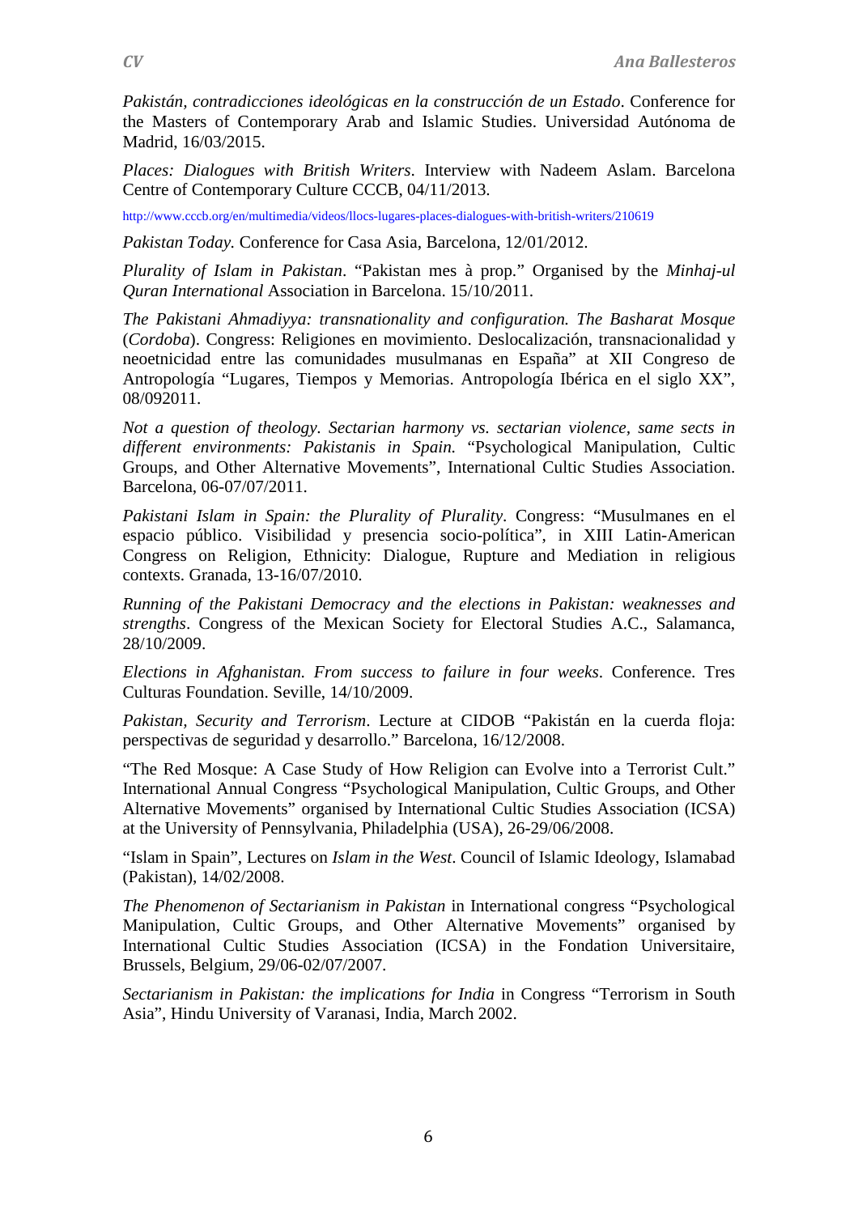*Pakistán, contradicciones ideológicas en la construcción de un Estado*. Conference for the Masters of Contemporary Arab and Islamic Studies. Universidad Autónoma de Madrid, 16/03/2015.

*Places: Dialogues with British Writers*. Interview with Nadeem Aslam. Barcelona Centre of Contemporary Culture CCCB, 04/11/2013.

http://www.cccb.org/en/multimedia/videos/llocs-lugares-places-dialogues-with-british-writers/210619

*Pakistan Today.* Conference for Casa Asia, Barcelona, 12/01/2012.

*Plurality of Islam in Pakistan*. "Pakistan mes à prop." Organised by the *Minhaj-ul Quran International* Association in Barcelona. 15/10/2011.

*The Pakistani Ahmadiyya: transnationality and configuration. The Basharat Mosque* (*Cordoba*). Congress: Religiones en movimiento. Deslocalización, transnacionalidad y neoetnicidad entre las comunidades musulmanas en España" at XII Congreso de Antropología "Lugares, Tiempos y Memorias. Antropología Ibérica en el siglo XX", 08/092011.

*Not a question of theology. Sectarian harmony vs. sectarian violence, same sects in different environments: Pakistanis in Spain.* "Psychological Manipulation, Cultic Groups, and Other Alternative Movements", International Cultic Studies Association. Barcelona, 06-07/07/2011.

*Pakistani Islam in Spain: the Plurality of Plurality*. Congress: "Musulmanes en el espacio público. Visibilidad y presencia socio-política", in XIII Latin-American Congress on Religion, Ethnicity: Dialogue, Rupture and Mediation in religious contexts. Granada, 13-16/07/2010.

*Running of the Pakistani Democracy and the elections in Pakistan: weaknesses and strengths*. Congress of the Mexican Society for Electoral Studies A.C., Salamanca, 28/10/2009.

*Elections in Afghanistan. From success to failure in four weeks*. Conference. Tres Culturas Foundation. Seville, 14/10/2009.

*Pakistan, Security and Terrorism*. Lecture at CIDOB "Pakistán en la cuerda floja: perspectivas de seguridad y desarrollo." Barcelona, 16/12/2008.

"The Red Mosque: A Case Study of How Religion can Evolve into a Terrorist Cult." International Annual Congress "Psychological Manipulation, Cultic Groups, and Other Alternative Movements" organised by International Cultic Studies Association (ICSA) at the University of Pennsylvania, Philadelphia (USA), 26-29/06/2008.

"Islam in Spain", Lectures on *Islam in the West*. Council of Islamic Ideology, Islamabad (Pakistan), 14/02/2008.

*The Phenomenon of Sectarianism in Pakistan* in International congress "Psychological Manipulation, Cultic Groups, and Other Alternative Movements" organised by International Cultic Studies Association (ICSA) in the Fondation Universitaire, Brussels, Belgium, 29/06-02/07/2007.

*Sectarianism in Pakistan: the implications for India* in Congress "Terrorism in South Asia", Hindu University of Varanasi, India, March 2002.